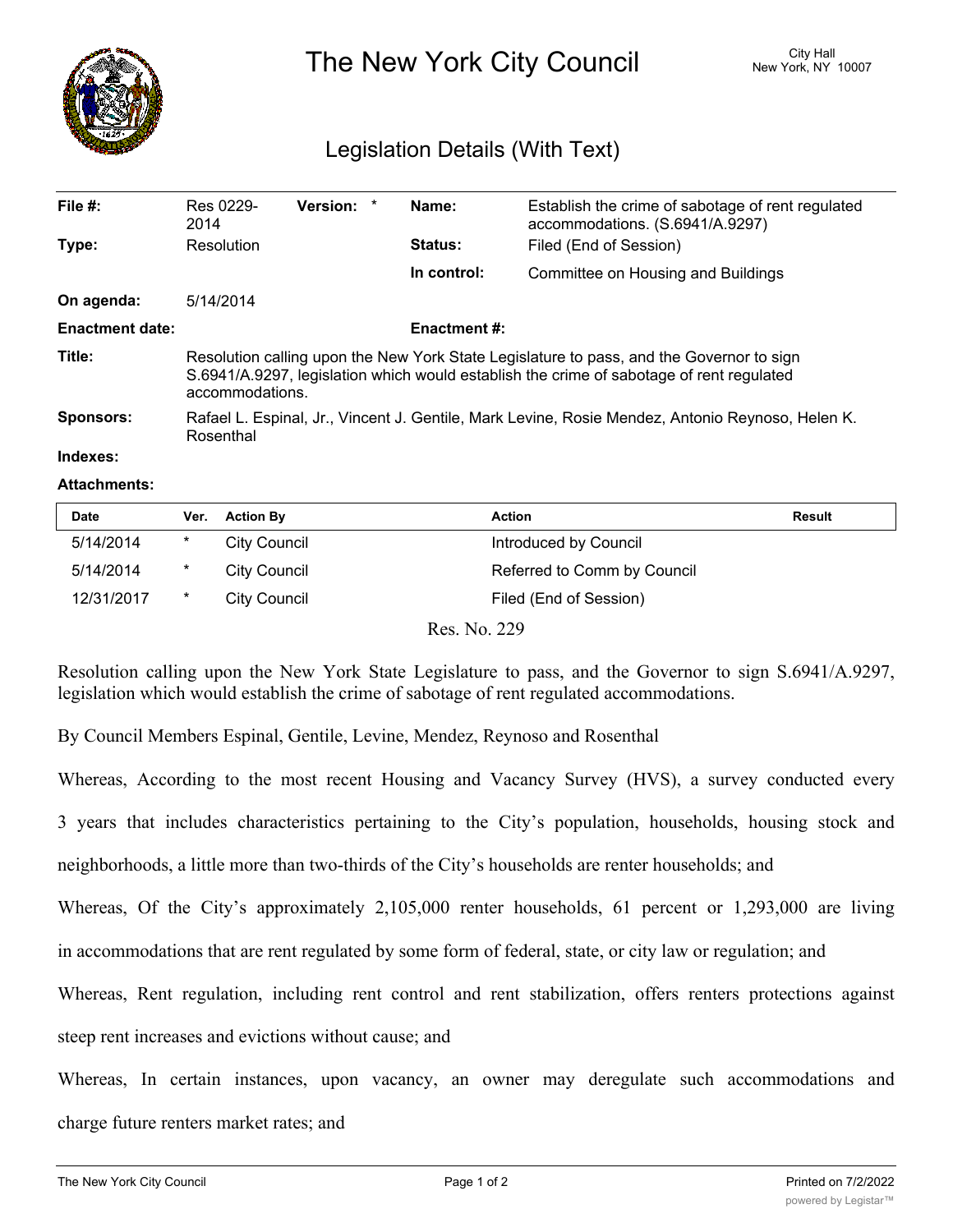# The New York City Council

City Hall
New York, NY 10007

## Legislation Details (With Text)

| | | | | | |
|---|---|---|---|---|---|
| **File #:** | Res 0229-2014 | **Version:** | * | **Name:** | Establish the crime of sabotage of rent regulated accommodations. (S.6941/A.9297) |
| **Type:** | Resolution | | | **Status:** | Filed (End of Session) |
| | | | | **In control:** | Committee on Housing and Buildings |
| **On agenda:** | 5/14/2014 | | | | |
| **Enactment date:** | | | | **Enactment #:** | |

**Title:** Resolution calling upon the New York State Legislature to pass, and the Governor to sign S.6941/A.9297, legislation which would establish the crime of sabotage of rent regulated accommodations.

**Sponsors:** Rafael L. Espinal, Jr., Vincent J. Gentile, Mark Levine, Rosie Mendez, Antonio Reynoso, Helen K. Rosenthal

**Indexes:**

**Attachments:**

| Date | Ver. | Action By | Action | Result |
|---|---|---|---|---|
| 5/14/2014 | * | City Council | Introduced by Council | |
| 5/14/2014 | * | City Council | Referred to Comm by Council | |
| 12/31/2017 | * | City Council | Filed (End of Session) | |

Res. No. 229

Resolution calling upon the New York State Legislature to pass, and the Governor to sign S.6941/A.9297, legislation which would establish the crime of sabotage of rent regulated accommodations.

By Council Members Espinal, Gentile, Levine, Mendez, Reynoso and Rosenthal

Whereas, According to the most recent Housing and Vacancy Survey (HVS), a survey conducted every 3 years that includes characteristics pertaining to the City's population, households, housing stock and neighborhoods, a little more than two-thirds of the City's households are renter households; and

Whereas, Of the City's approximately 2,105,000 renter households, 61 percent or 1,293,000 are living in accommodations that are rent regulated by some form of federal, state, or city law or regulation; and

Whereas, Rent regulation, including rent control and rent stabilization, offers renters protections against steep rent increases and evictions without cause; and

Whereas, In certain instances, upon vacancy, an owner may deregulate such accommodations and charge future renters market rates; and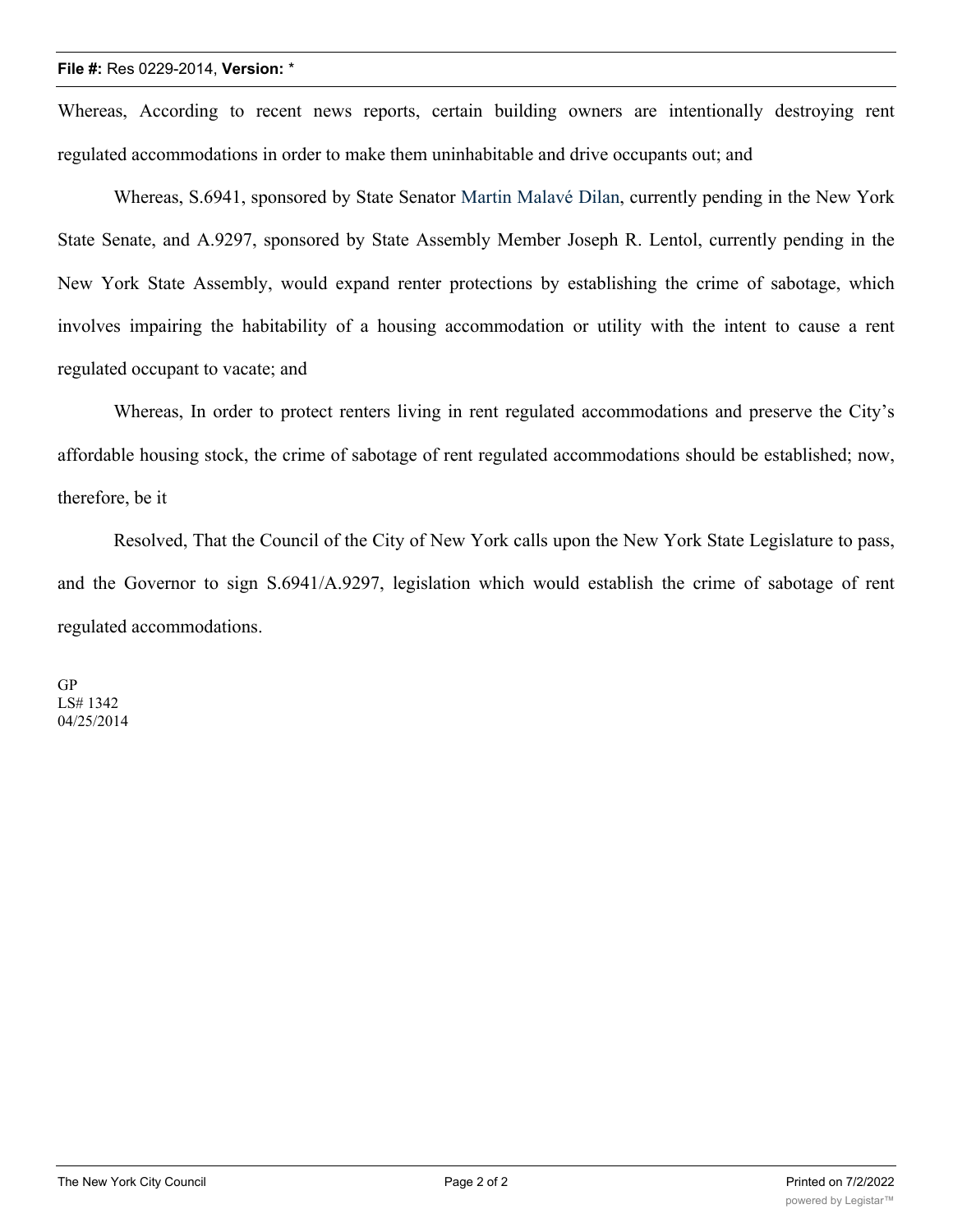Whereas, According to recent news reports, certain building owners are intentionally destroying rent regulated accommodations in order to make them uninhabitable and drive occupants out; and

Whereas, S.6941, sponsored by State Senator Martin Malavé Dilan, currently pending in the New York State Senate, and A.9297, sponsored by State Assembly Member Joseph R. Lentol, currently pending in the New York State Assembly, would expand renter protections by establishing the crime of sabotage, which involves impairing the habitability of a housing accommodation or utility with the intent to cause a rent regulated occupant to vacate; and

Whereas, In order to protect renters living in rent regulated accommodations and preserve the City's affordable housing stock, the crime of sabotage of rent regulated accommodations should be established; now, therefore, be it

Resolved, That the Council of the City of New York calls upon the New York State Legislature to pass, and the Governor to sign S.6941/A.9297, legislation which would establish the crime of sabotage of rent regulated accommodations.

GP
LS# 1342
04/25/2014